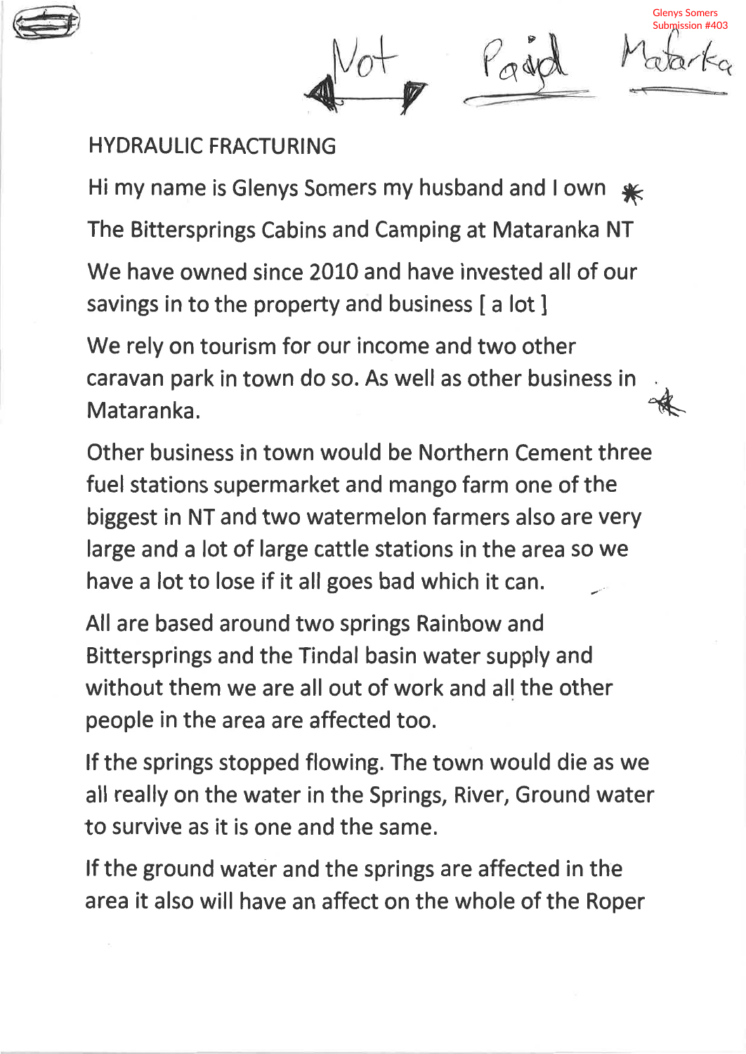Glenys Somers
Submission #403

Not Paid Mataranka

# HYDRAULIC FRACTURING

Hi my name is Glenys Somers my husband and I own The Bittersprings Cabins and Camping at Mataranka NT

We have owned since 2010 and have invested all of our savings in to the property and business [ a lot ]

We rely on tourism for our income and two other caravan park in town do so. As well as other business in Mataranka.

Other business in town would be Northern Cement three fuel stations supermarket and mango farm one of the biggest in NT and two watermelon farmers also are very large and a lot of large cattle stations in the area so we have a lot to lose if it all goes bad which it can.

All are based around two springs Rainbow and Bittersprings and the Tindal basin water supply and without them we are all out of work and all the other people in the area are affected too.

If the springs stopped flowing. The town would die as we all really on the water in the Springs, River, Ground water to survive as it is one and the same.

If the ground water and the springs are affected in the area it also will have an affect on the whole of the Roper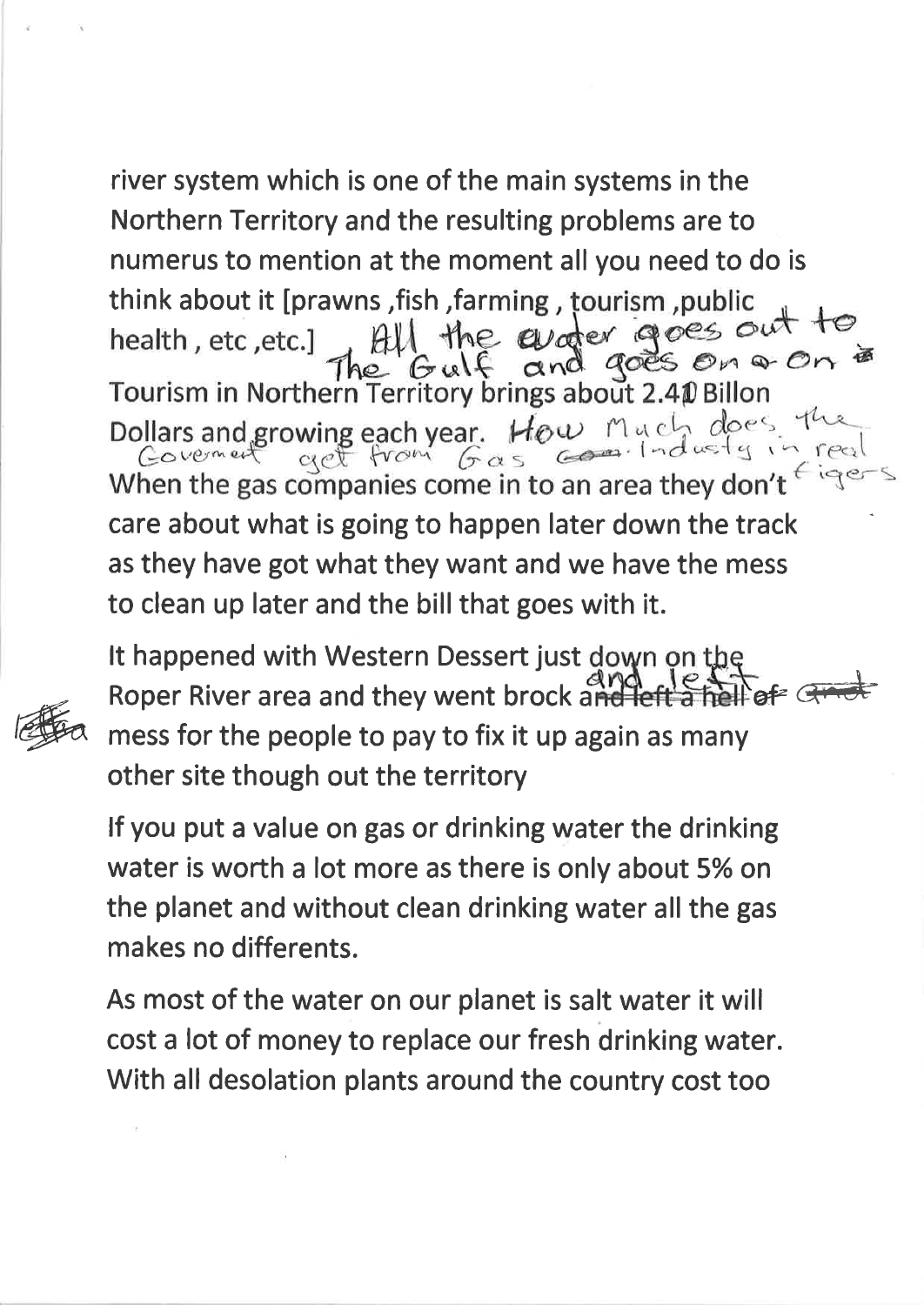river system which is one of the main systems in the Northern Territory and the resulting problems are to numerus to mention at the moment all you need to do is think about it [prawns ,fish ,farming , tourism ,public health , etc ,etc.] All the water goes out to The Gulf and goes on & on

Tourism in Northern Territory brings about 2.40 Billon Dollars and growing each year. How much does the Goverment get from Gas Industy in real figers

When the gas companies come in to an area they don't care about what is going to happen later down the track as they have got what they want and we have the mess to clean up later and the bill that goes with it.

It happened with Western Dessert just down on the Roper River area and they went brock and left mess for the people to pay to fix it up again as many other site though out the territory

If you put a value on gas or drinking water the drinking water is worth a lot more as there is only about 5% on the planet and without clean drinking water all the gas makes no differents.

As most of the water on our planet is salt water it will cost a lot of money to replace our fresh drinking water. With all desolation plants around the country cost too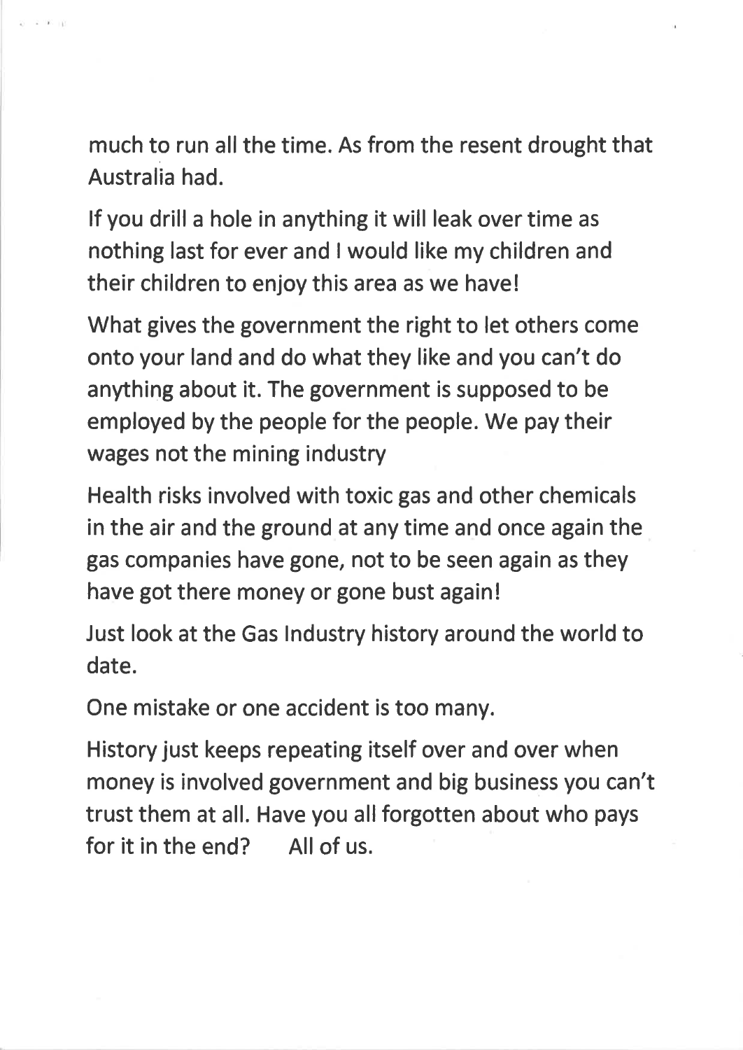much to run all the time. As from the resent drought that Australia had.

If you drill a hole in anything it will leak over time as nothing last for ever and I would like my children and their children to enjoy this area as we have!

What gives the government the right to let others come onto your land and do what they like and you can't do anything about it. The government is supposed to be employed by the people for the people. We pay their wages not the mining industry

Health risks involved with toxic gas and other chemicals in the air and the ground at any time and once again the gas companies have gone, not to be seen again as they have got there money or gone bust again!

Just look at the Gas Industry history around the world to date.

One mistake or one accident is too many.

History just keeps repeating itself over and over when money is involved government and big business you can't trust them at all. Have you all forgotten about who pays for it in the end? All of us.